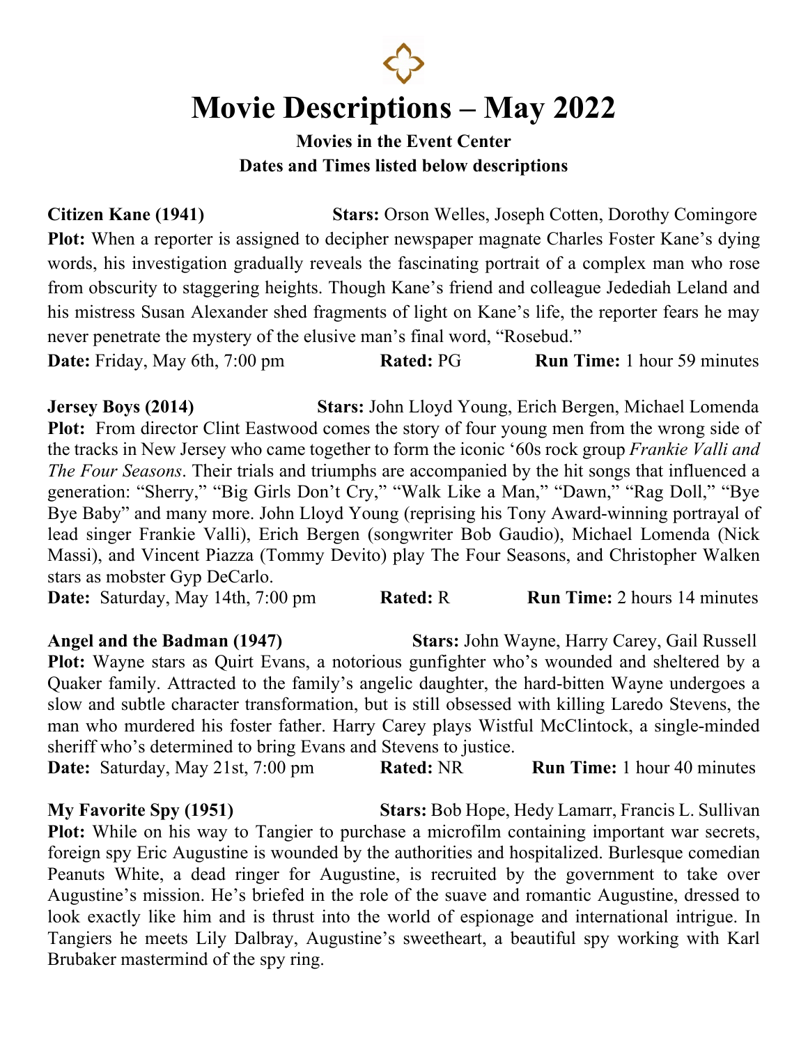# Movie Descriptions – May 2022

**Movies in the Event Center**
**Dates and Times listed below descriptions**

**Citizen Kane (1941)** **Stars:** Orson Welles, Joseph Cotten, Dorothy Comingore
**Plot:** When a reporter is assigned to decipher newspaper magnate Charles Foster Kane's dying words, his investigation gradually reveals the fascinating portrait of a complex man who rose from obscurity to staggering heights. Though Kane's friend and colleague Jedediah Leland and his mistress Susan Alexander shed fragments of light on Kane's life, the reporter fears he may never penetrate the mystery of the elusive man's final word, "Rosebud."
**Date:** Friday, May 6th, 7:00 pm **Rated:** PG **Run Time:** 1 hour 59 minutes

**Jersey Boys (2014)** **Stars:** John Lloyd Young, Erich Bergen, Michael Lomenda
**Plot:** From director Clint Eastwood comes the story of four young men from the wrong side of the tracks in New Jersey who came together to form the iconic '60s rock group *Frankie Valli and The Four Seasons*. Their trials and triumphs are accompanied by the hit songs that influenced a generation: "Sherry," "Big Girls Don't Cry," "Walk Like a Man," "Dawn," "Rag Doll," "Bye Bye Baby" and many more. John Lloyd Young (reprising his Tony Award-winning portrayal of lead singer Frankie Valli), Erich Bergen (songwriter Bob Gaudio), Michael Lomenda (Nick Massi), and Vincent Piazza (Tommy Devito) play The Four Seasons, and Christopher Walken stars as mobster Gyp DeCarlo.
**Date:** Saturday, May 14th, 7:00 pm **Rated:** R **Run Time:** 2 hours 14 minutes

**Angel and the Badman (1947)** **Stars:** John Wayne, Harry Carey, Gail Russell
**Plot:** Wayne stars as Quirt Evans, a notorious gunfighter who's wounded and sheltered by a Quaker family. Attracted to the family's angelic daughter, the hard-bitten Wayne undergoes a slow and subtle character transformation, but is still obsessed with killing Laredo Stevens, the man who murdered his foster father. Harry Carey plays Wistful McClintock, a single-minded sheriff who's determined to bring Evans and Stevens to justice.
**Date:** Saturday, May 21st, 7:00 pm **Rated:** NR **Run Time:** 1 hour 40 minutes

**My Favorite Spy (1951)** **Stars:** Bob Hope, Hedy Lamarr, Francis L. Sullivan
**Plot:** While on his way to Tangier to purchase a microfilm containing important war secrets, foreign spy Eric Augustine is wounded by the authorities and hospitalized. Burlesque comedian Peanuts White, a dead ringer for Augustine, is recruited by the government to take over Augustine's mission. He's briefed in the role of the suave and romantic Augustine, dressed to look exactly like him and is thrust into the world of espionage and international intrigue. In Tangiers he meets Lily Dalbray, Augustine's sweetheart, a beautiful spy working with Karl Brubaker mastermind of the spy ring.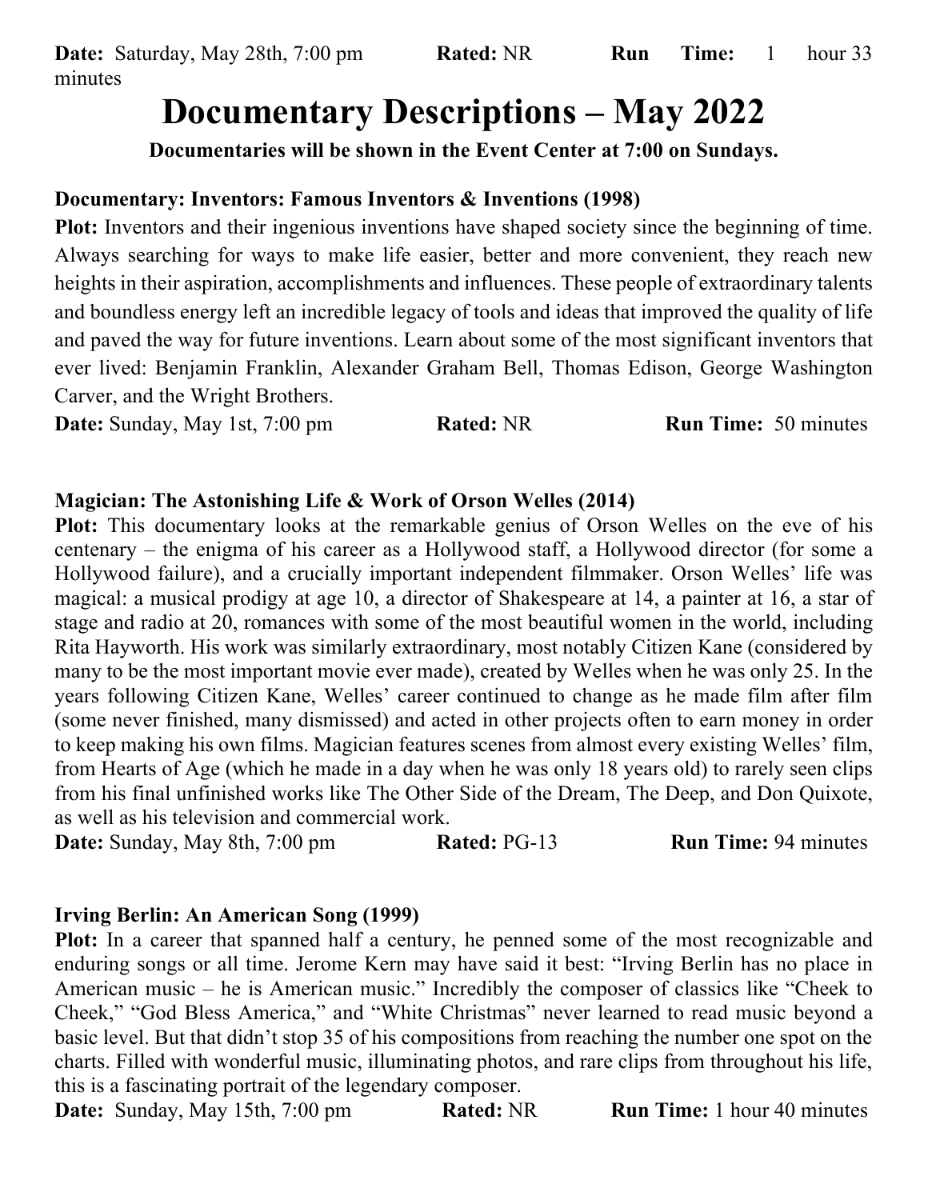**Date:** Saturday, May 28th, 7:00 pm **Rated:** NR **Run Time:** 1 hour 33 minutes

# Documentary Descriptions – May 2022

**Documentaries will be shown in the Event Center at 7:00 on Sundays.**

**Documentary: Inventors: Famous Inventors & Inventions (1998)**

**Plot:** Inventors and their ingenious inventions have shaped society since the beginning of time. Always searching for ways to make life easier, better and more convenient, they reach new heights in their aspiration, accomplishments and influences. These people of extraordinary talents and boundless energy left an incredible legacy of tools and ideas that improved the quality of life and paved the way for future inventions. Learn about some of the most significant inventors that ever lived: Benjamin Franklin, Alexander Graham Bell, Thomas Edison, George Washington Carver, and the Wright Brothers.

**Date:** Sunday, May 1st, 7:00 pm **Rated:** NR **Run Time:** 50 minutes

**Magician: The Astonishing Life & Work of Orson Welles (2014)**

**Plot:** This documentary looks at the remarkable genius of Orson Welles on the eve of his centenary – the enigma of his career as a Hollywood staff, a Hollywood director (for some a Hollywood failure), and a crucially important independent filmmaker. Orson Welles' life was magical: a musical prodigy at age 10, a director of Shakespeare at 14, a painter at 16, a star of stage and radio at 20, romances with some of the most beautiful women in the world, including Rita Hayworth. His work was similarly extraordinary, most notably Citizen Kane (considered by many to be the most important movie ever made), created by Welles when he was only 25. In the years following Citizen Kane, Welles' career continued to change as he made film after film (some never finished, many dismissed) and acted in other projects often to earn money in order to keep making his own films. Magician features scenes from almost every existing Welles' film, from Hearts of Age (which he made in a day when he was only 18 years old) to rarely seen clips from his final unfinished works like The Other Side of the Dream, The Deep, and Don Quixote, as well as his television and commercial work.

**Date:** Sunday, May 8th, 7:00 pm **Rated:** PG-13 **Run Time:** 94 minutes

**Irving Berlin: An American Song (1999)**

**Plot:** In a career that spanned half a century, he penned some of the most recognizable and enduring songs or all time. Jerome Kern may have said it best: "Irving Berlin has no place in American music – he is American music." Incredibly the composer of classics like "Cheek to Cheek," "God Bless America," and "White Christmas" never learned to read music beyond a basic level. But that didn't stop 35 of his compositions from reaching the number one spot on the charts. Filled with wonderful music, illuminating photos, and rare clips from throughout his life, this is a fascinating portrait of the legendary composer.

**Date:** Sunday, May 15th, 7:00 pm **Rated:** NR **Run Time:** 1 hour 40 minutes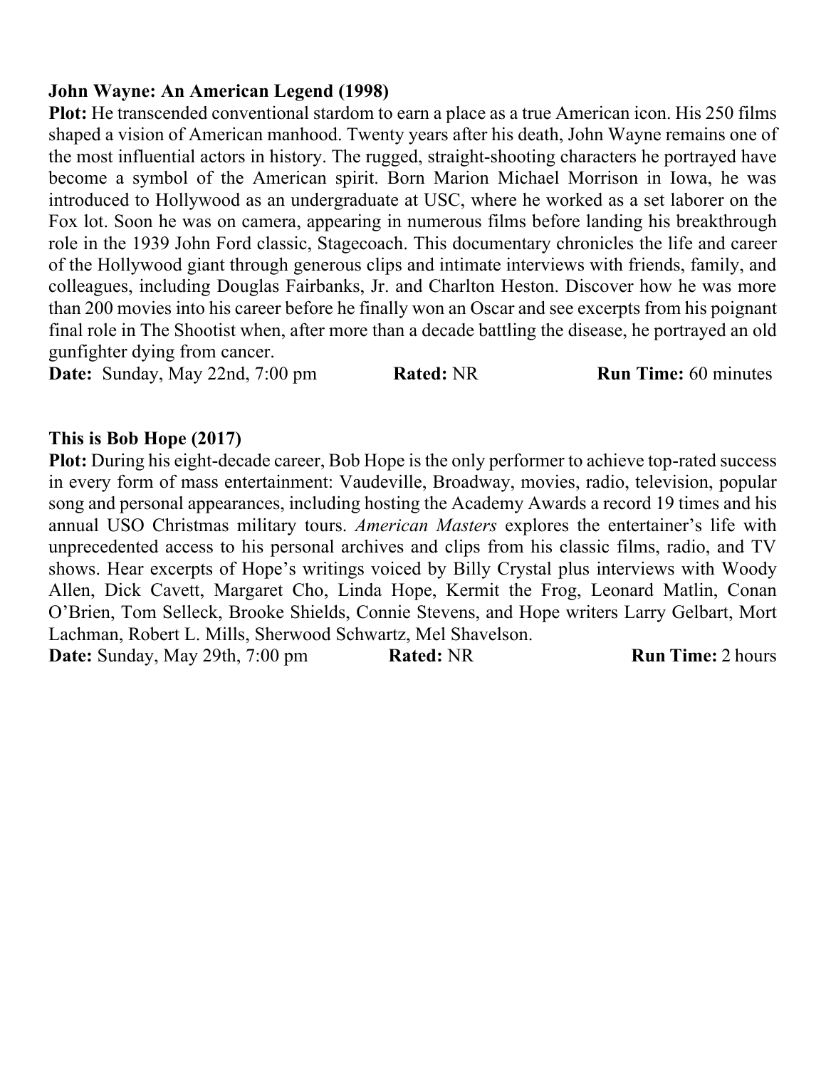**John Wayne: An American Legend (1998)**

**Plot:** He transcended conventional stardom to earn a place as a true American icon. His 250 films shaped a vision of American manhood. Twenty years after his death, John Wayne remains one of the most influential actors in history. The rugged, straight-shooting characters he portrayed have become a symbol of the American spirit. Born Marion Michael Morrison in Iowa, he was introduced to Hollywood as an undergraduate at USC, where he worked as a set laborer on the Fox lot. Soon he was on camera, appearing in numerous films before landing his breakthrough role in the 1939 John Ford classic, Stagecoach. This documentary chronicles the life and career of the Hollywood giant through generous clips and intimate interviews with friends, family, and colleagues, including Douglas Fairbanks, Jr. and Charlton Heston. Discover how he was more than 200 movies into his career before he finally won an Oscar and see excerpts from his poignant final role in The Shootist when, after more than a decade battling the disease, he portrayed an old gunfighter dying from cancer.

**Date:** Sunday, May 22nd, 7:00 pm **Rated:** NR **Run Time:** 60 minutes

**This is Bob Hope (2017)**

**Plot:** During his eight-decade career, Bob Hope is the only performer to achieve top-rated success in every form of mass entertainment: Vaudeville, Broadway, movies, radio, television, popular song and personal appearances, including hosting the Academy Awards a record 19 times and his annual USO Christmas military tours. *American Masters* explores the entertainer's life with unprecedented access to his personal archives and clips from his classic films, radio, and TV shows. Hear excerpts of Hope's writings voiced by Billy Crystal plus interviews with Woody Allen, Dick Cavett, Margaret Cho, Linda Hope, Kermit the Frog, Leonard Matlin, Conan O'Brien, Tom Selleck, Brooke Shields, Connie Stevens, and Hope writers Larry Gelbart, Mort Lachman, Robert L. Mills, Sherwood Schwartz, Mel Shavelson.

**Date:** Sunday, May 29th, 7:00 pm **Rated:** NR **Run Time:** 2 hours